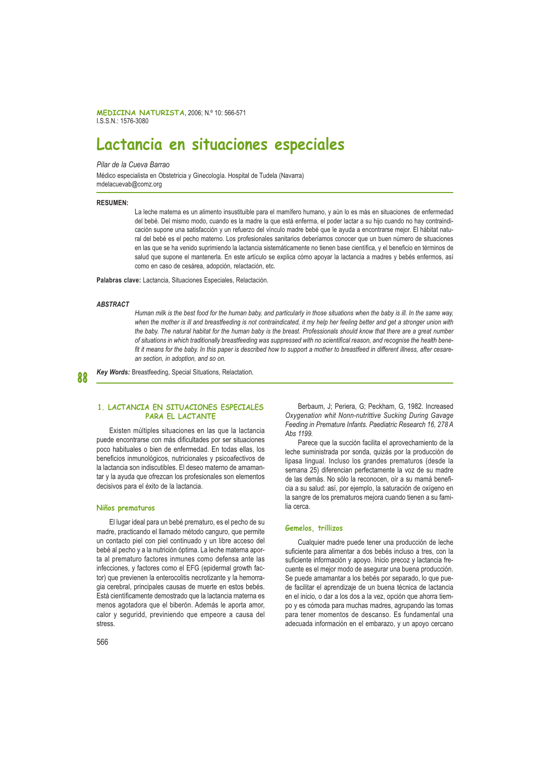# Lactancia en situaciones especiales

*Pilar de la Cueva Barrao*

Médico especialista en Obstetricia y Ginecología. Hospital de Tudela (Navarra)
mdelacuevab@comz.org

**RESUMEN:**

La leche materna es un alimento insustituible para el mamífero humano, y aún lo es más en situaciones de enfermedad del bebé. Del mismo modo, cuando es la madre la que está enferma, el poder lactar a su hijo cuando no hay contraindicación supone una satisfacción y un refuerzo del vínculo madre bebé que le ayuda a encontrarse mejor. El hábitat natural del bebé es el pecho materno. Los profesionales sanitarios deberíamos conocer que un buen número de situaciones en las que se ha venido suprimiendo la lactancia sistemáticamente no tienen base científica, y el beneficio en términos de salud que supone el mantenerla. En este artículo se explica cómo apoyar la lactancia a madres y bebés enfermos, así como en caso de cesárea, adopción, relactación, etc.

**Palabras clave:** Lactancia, Situaciones Especiales, Relactación.

***ABSTRACT***

*Human milk is the best food for the human baby, and particularly in those situations when the baby is ill. In the same way, when the mother is ill and breastfeeding is not contraindicated, it my help her feeling better and get a stronger union with the baby. The natural habitat for the human baby is the breast. Professionals should know that there are a great number of situations in which traditionally breastfeeding was suppressed with no scientifical reason, and recognise the health benefit it means for the baby. In this paper is described how to support a mother to breastfeed in different illness, after cesarean section, in adoption, and so on.*

***Key Words:*** Breastfeeding, Special Situations, Relactation.

## 1. LACTANCIA EN SITUACIONES ESPECIALES PARA EL LACTANTE

Existen múltiples situaciones en las que la lactancia puede encontrarse con más dificultades por ser situaciones poco habituales o bien de enfermedad. En todas ellas, los beneficios inmunológicos, nutricionales y psicoafectivos de la lactancia son indiscutibles. El deseo materno de amamantar y la ayuda que ofrezcan los profesionales son elementos decisivos para el éxito de la lactancia.

### Niños prematuros

El lugar ideal para un bebé prematuro, es el pecho de su madre, practicando el llamado método canguro, que permite un contacto piel con piel continuado y un libre acceso del bebé al pecho y a la nutrición óptima. La leche materna aporta al prematuro factores inmunes como defensa ante las infecciones, y factores como el EFG (epidermal growth factor) que previenen la enterocolitis necrotizante y la hemorragia cerebral, principales causas de muerte en estos bebés. Está científicamente demostrado que la lactancia materna es menos agotadora que el biberón. Además le aporta amor, calor y seguridd, previniendo que empeore a causa del stress.

Berbaum, J; Periera, G; Peckham, G, 1982. Increased *Oxygenation whit Nonn-nutrittive Sucking During Gavage Feeding in Premature Infants. Paediatric Research 16, 278 A Abs 1199.*

Parece que la succión facilita el aprovechamiento de la leche suministrada por sonda, quizás por la producción de lipasa lingual. Incluso los grandes prematuros (desde la semana 25) diferencian perfectamente la voz de su madre de las demás. No sólo la reconocen, oír a su mamá beneficia a su salud: así, por ejemplo, la saturación de oxígeno en la sangre de los prematuros mejora cuando tienen a su familia cerca.

### Gemelos, trillizos

Cualquier madre puede tener una producción de leche suficiente para alimentar a dos bebés incluso a tres, con la suficiente información y apoyo. Inicio precoz y lactancia frecuente es el mejor modo de asegurar una buena producción. Se puede amamantar a los bebés por separado, lo que puede facilitar el aprendizaje de un buena técnica de lactancia en el inicio, o dar a los dos a la vez, opción que ahorra tiempo y es cómoda para muchas madres, agrupando las tomas para tener momentos de descanso. Es fundamental una adecuada información en el embarazo, y un apoyo cercano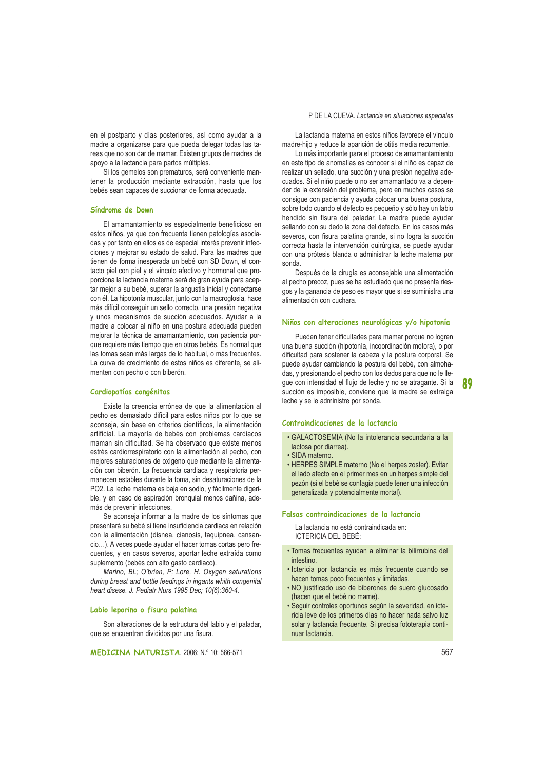en el postparto y días posteriores, así como ayudar a la madre a organizarse para que pueda delegar todas las tareas que no son dar de mamar. Existen grupos de madres de apoyo a la lactancia para partos múltiples.

Si los gemelos son prematuros, será conveniente mantener la producción mediante extracción, hasta que los bebés sean capaces de succionar de forma adecuada.

### Síndrome de Down

El amamantamiento es especialmente beneficioso en estos niños, ya que con frecuenta tienen patologías asociadas y por tanto en ellos es de especial interés prevenir infecciones y mejorar su estado de salud. Para las madres que tienen de forma inesperada un bebé con SD Down, el contacto piel con piel y el vínculo afectivo y hormonal que proporciona la lactancia materna será de gran ayuda para aceptar mejor a su bebé, superar la angustia inicial y conectarse con él. La hipotonía muscular, junto con la macroglosia, hace más difícil conseguir un sello correcto, una presión negativa y unos mecanismos de succión adecuados. Ayudar a la madre a colocar al niño en una postura adecuada pueden mejorar la técnica de amamantamiento, con paciencia porque requiere más tiempo que en otros bebés. Es normal que las tomas sean más largas de lo habitual, o más frecuentes. La curva de crecimiento de estos niños es diferente, se alimenten con pecho o con biberón.

### Cardiopatías congénitas

Existe la creencia errónea de que la alimentación al pecho es demasiado difícil para estos niños por lo que se aconseja, sin base en criterios científicos, la alimentación artificial. La mayoría de bebés con problemas cardiacos maman sin dificultad. Se ha observado que existe menos estrés cardiorrespiratorio con la alimentación al pecho, con mejores saturaciones de oxígeno que mediante la alimentación con biberón. La frecuencia cardiaca y respiratoria permanecen estables durante la toma, sin desaturaciones de la PO2. La leche materna es baja en sodio, y fácilmente digerible, y en caso de aspiración bronquial menos dañina, además de prevenir infecciones.

Se aconseja informar a la madre de los síntomas que presentará su bebé si tiene insuficiencia cardiaca en relación con la alimentación (disnea, cianosis, taquipnea, cansancio…). A veces puede ayudar el hacer tomas cortas pero frecuentes, y en casos severos, aportar leche extraída como suplemento (bebés con alto gasto cardiaco).

*Marino, BL; O'brien, P; Lore, H. Oxygen saturations during breast and bottle feedings in ingants whith congenital heart disese. J. Pediatr Nurs 1995 Dec; 10(6):360-4.*

### Labio leporino o fisura palatina

Son alteraciones de la estructura del labio y el paladar, que se encuentran divididos por una fisura.

La lactancia materna en estos niños favorece el vínculo madre-hijo y reduce la aparición de otitis media recurrente.

Lo más importante para el proceso de amamantamiento en este tipo de anomalías es conocer si el niño es capaz de realizar un sellado, una succión y una presión negativa adecuados. Si el niño puede o no ser amamantado va a depender de la extensión del problema, pero en muchos casos se consigue con paciencia y ayuda colocar una buena postura, sobre todo cuando el defecto es pequeño y sólo hay un labio hendido sin fisura del paladar. La madre puede ayudar sellando con su dedo la zona del defecto. En los casos más severos, con fisura palatina grande, si no logra la succión correcta hasta la intervención quirúrgica, se puede ayudar con una prótesis blanda o administrar la leche materna por sonda.

Después de la cirugía es aconsejable una alimentación al pecho precoz, pues se ha estudiado que no presenta riesgos y la ganancia de peso es mayor que si se suministra una alimentación con cuchara.

### Niños con alteraciones neurológicas y/o hipotonía

Pueden tener dificultades para mamar porque no logren una buena succión (hipotonía, incoordinación motora), o por dificultad para sostener la cabeza y la postura corporal. Se puede ayudar cambiando la postura del bebé, con almohadas, y presionando el pecho con los dedos para que no le llegue con intensidad el flujo de leche y no se atragante. Si la succión es imposible, conviene que la madre se extraiga leche y se le administre por sonda.

### Contraindicaciones de la lactancia

- GALACTOSEMIA (No la intolerancia secundaria a la lactosa por diarrea).
- SIDA materno.
- HERPES SIMPLE materno (No el herpes zoster). Evitar el lado afecto en el primer mes en un herpes simple del pezón (si el bebé se contagia puede tener una infección generalizada y potencialmente mortal).

### Falsas contraindicaciones de la lactancia

La lactancia no está contraindicada en:
ICTERICIA DEL BEBÉ:

- Tomas frecuentes ayudan a eliminar la bilirrubina del intestino.
- Icterícia por lactancia es más frecuente cuando se hacen tomas poco frecuentes y limitadas.
- NO justificado uso de biberones de suero glucosado (hacen que el bebé no mame).
- Seguir controles oportunos según la severidad, en ictericia leve de los primeros días no hacer nada salvo luz solar y lactancia frecuente. Si precisa fototerapia continuar lactancia.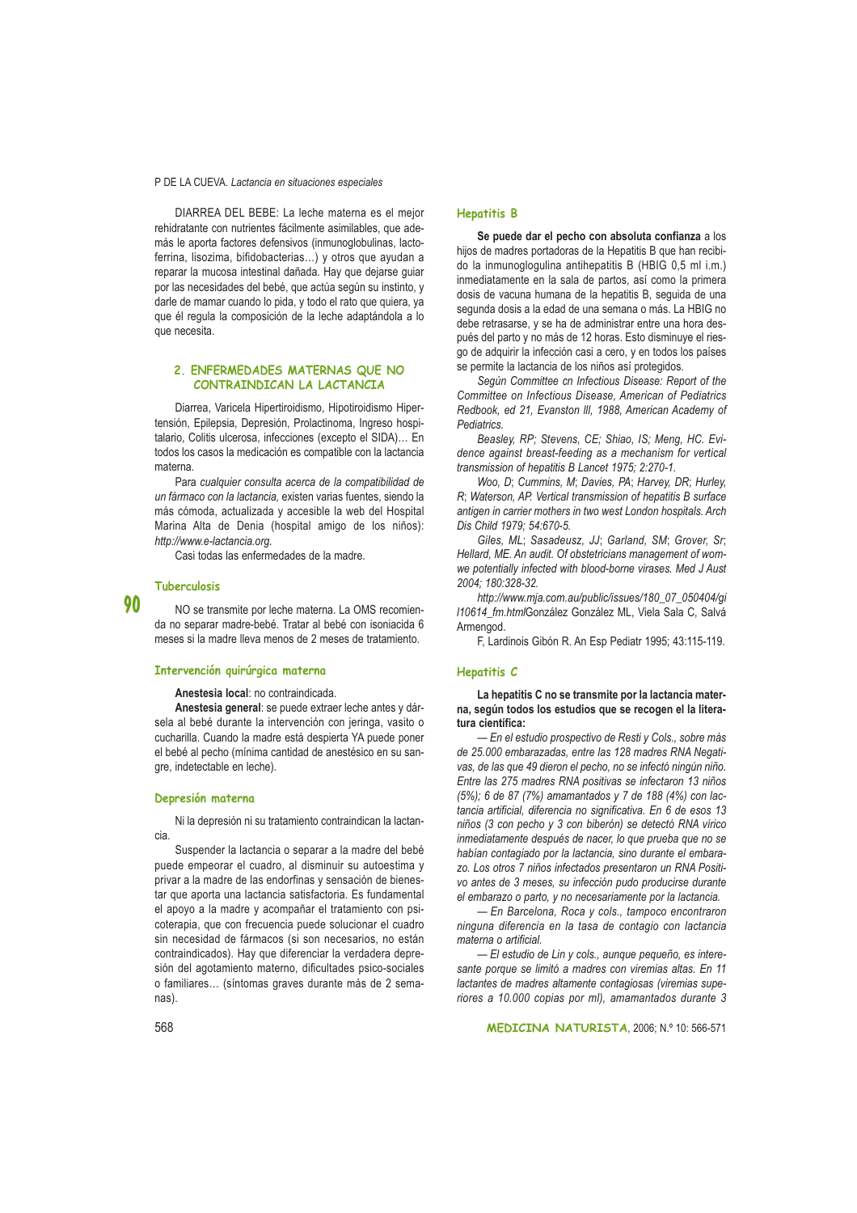DIARREA DEL BEBE: La leche materna es el mejor rehidratante con nutrientes fácilmente asimilables, que además le aporta factores defensivos (inmunoglobulinas, lactoferrina, lisozima, bifidobacterias…) y otros que ayudan a reparar la mucosa intestinal dañada. Hay que dejarse guiar por las necesidades del bebé, que actúa según su instinto, y darle de mamar cuando lo pida, y todo el rato que quiera, ya que él regula la composición de la leche adaptándola a lo que necesita.

## 2. ENFERMEDADES MATERNAS QUE NO CONTRAINDICAN LA LACTANCIA

Diarrea, Varicela Hipertiroidismo, Hipotiroidismo Hipertensión, Epilepsia, Depresión, Prolactinoma, Ingreso hospitalario, Colitis ulcerosa, infecciones (excepto el SIDA)… En todos los casos la medicación es compatible con la lactancia materna.

Para *cualquier consulta acerca de la compatibilidad de un fármaco con la lactancia*, existen varias fuentes, siendo la más cómoda, actualizada y accesible la web del Hospital Marina Alta de Denia (hospital amigo de los niños): *http://www.e-lactancia.org*.

Casi todas las enfermedades de la madre.

### Tuberculosis

NO se transmite por leche materna. La OMS recomienda no separar madre-bebé. Tratar al bebé con isoniacida 6 meses si la madre lleva menos de 2 meses de tratamiento.

### Intervención quirúrgica materna

**Anestesia local**: no contraindicada.

**Anestesia general**: se puede extraer leche antes y dársela al bebé durante la intervención con jeringa, vasito o cucharilla. Cuando la madre está despierta YA puede poner el bebé al pecho (mínima cantidad de anestésico en su sangre, indetectable en leche).

### Depresión materna

Ni la depresión ni su tratamiento contraindican la lactancia.

Suspender la lactancia o separar a la madre del bebé puede empeorar el cuadro, al disminuir su autoestima y privar a la madre de las endorfinas y sensación de bienestar que aporta una lactancia satisfactoria. Es fundamental el apoyo a la madre y acompañar el tratamiento con psicoterapia, que con frecuencia puede solucionar el cuadro sin necesidad de fármacos (si son necesarios, no están contraindicados). Hay que diferenciar la verdadera depresión del agotamiento materno, dificultades psico-sociales o familiares… (síntomas graves durante más de 2 semanas).

### Hepatitis B

**Se puede dar el pecho con absoluta confianza** a los hijos de madres portadoras de la Hepatitis B que han recibido la inmunoglogulina antihepatitis B (HBIG 0,5 ml i.m.) inmediatamente en la sala de partos, así como la primera dosis de vacuna humana de la hepatitis B, seguida de una segunda dosis a la edad de una semana o más. La HBIG no debe retrasarse, y se ha de administrar entre una hora después del parto y no más de 12 horas. Esto disminuye el riesgo de adquirir la infección casi a cero, y en todos los países se permite la lactancia de los niños así protegidos.

*Según Committee cn Infectious Disease: Report of the Committee on Infectious Disease, American of Pediatrics Redbook, ed 21, Evanston Ill, 1988, American Academy of Pediatrics.*

*Beasley, RP; Stevens, CE; Shiao, IS; Meng, HC. Evidence against breast-feeding as a mechanism for vertical transmission of hepatitis B Lancet 1975; 2:270-1.*

*Woo, D; Cummins, M; Davies, PA; Harvey, DR; Hurley, R; Waterson, AP. Vertical transmission of hepatitis B surface antigen in carrier mothers in two west London hospitals. Arch Dis Child 1979; 54:670-5.*

*Giles, ML; Sasadeusz, JJ; Garland, SM; Grover, Sr; Hellard, ME. An audit. Of obstetricians management of womwe potentially infected with blood-borne virases. Med J Aust 2004; 180:328-32.*

*http://www.mja.com.au/public/issues/180_07_050404/gi l10614_fm.html*González González ML, Viela Sala C, Salvá Armengod.

F, Lardinois Gibón R. An Esp Pediatr 1995; 43:115-119.

### Hepatitis C

**La hepatitis C no se transmite por la lactancia materna, según todos los estudios que se recogen el la literatura científica:**

*— En el estudio prospectivo de Resti y Cols., sobre más de 25.000 embarazadas, entre las 128 madres RNA Negativas, de las que 49 dieron el pecho, no se infectó ningún niño. Entre las 275 madres RNA positivas se infectaron 13 niños (5%); 6 de 87 (7%) amamantados y 7 de 188 (4%) con lactancia artificial, diferencia no significativa. En 6 de esos 13 niños (3 con pecho y 3 con biberón) se detectó RNA vírico inmediatamente después de nacer, lo que prueba que no se habían contagiado por la lactancia, sino durante el embarazo. Los otros 7 niños infectados presentaron un RNA Positivo antes de 3 meses, su infección pudo producirse durante el embarazo o parto, y no necesariamente por la lactancia.*

*— En Barcelona, Roca y cols., tampoco encontraron ninguna diferencia en la tasa de contagio con lactancia materna o artificial.*

*— El estudio de Lin y cols., aunque pequeño, es interesante porque se limitó a madres con viremias altas. En 11 lactantes de madres altamente contagiosas (viremias superiores a 10.000 copias por ml), amamantados durante 3*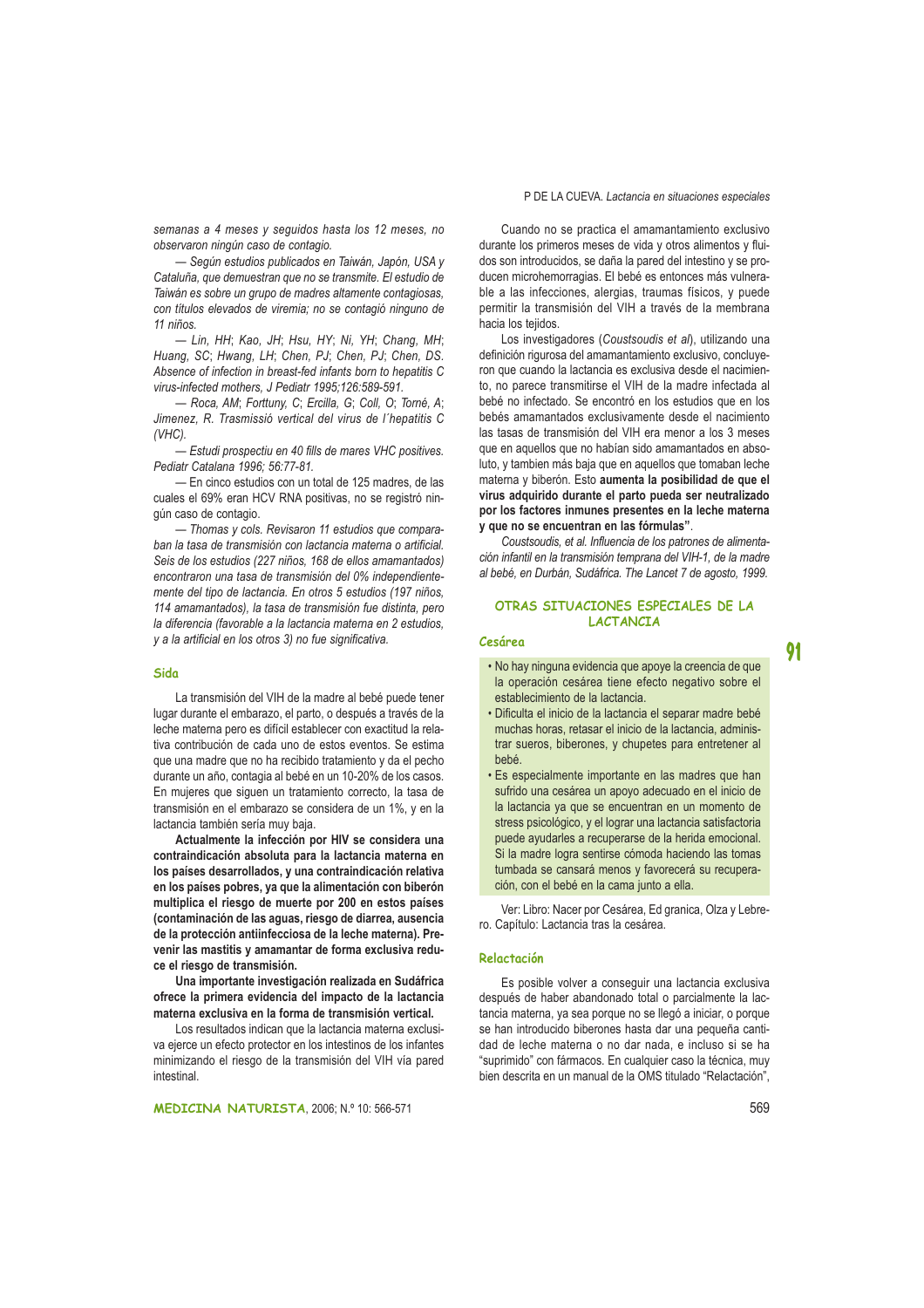*semanas a 4 meses y seguidos hasta los 12 meses, no observaron ningún caso de contagio.*

*— Según estudios publicados en Taiwán, Japón, USA y Cataluña, que demuestran que no se transmite. El estudio de Taiwán es sobre un grupo de madres altamente contagiosas, con títulos elevados de viremia; no se contagió ninguno de 11 niños.*

*— Lin, HH; Kao, JH; Hsu, HY; Ni, YH; Chang, MH; Huang, SC; Hwang, LH; Chen, PJ; Chen, PJ; Chen, DS. Absence of infection in breast-fed infants born to hepatitis C virus-infected mothers, J Pediatr 1995;126:589-591.*

*— Roca, AM; Forttuny, C; Ercilla, G; Coll, O; Torné, A; Jimenez, R. Trasmissió vertical del virus de l´hepatitis C (VHC).*

*— Estudi prospectiu en 40 fills de mares VHC positives. Pediatr Catalana 1996; 56:77-81.*

— En cinco estudios con un total de 125 madres, de las cuales el 69% eran HCV RNA positivas, no se registró ningún caso de contagio.

*— Thomas y cols. Revisaron 11 estudios que comparaban la tasa de transmisión con lactancia materna o artificial. Seis de los estudios (227 niños, 168 de ellos amamantados) encontraron una tasa de transmisión del 0% independientemente del tipo de lactancia. En otros 5 estudios (197 niños, 114 amamantados), la tasa de transmisión fue distinta, pero la diferencia (favorable a la lactancia materna en 2 estudios, y a la artificial en los otros 3) no fue significativa.*

### Sida

La transmisión del VIH de la madre al bebé puede tener lugar durante el embarazo, el parto, o después a través de la leche materna pero es difícil establecer con exactitud la relativa contribución de cada uno de estos eventos. Se estima que una madre que no ha recibido tratamiento y da el pecho durante un año, contagia al bebé en un 10-20% de los casos. En mujeres que siguen un tratamiento correcto, la tasa de transmisión en el embarazo se considera de un 1%, y en la lactancia también sería muy baja.

**Actualmente la infección por HIV se considera una contraindicación absoluta para la lactancia materna en los países desarrollados, y una contraindicación relativa en los países pobres, ya que la alimentación con biberón multiplica el riesgo de muerte por 200 en estos países (contaminación de las aguas, riesgo de diarrea, ausencia de la protección antiinfecciosa de la leche materna). Prevenir las mastitis y amamantar de forma exclusiva reduce el riesgo de transmisión.**

**Una importante investigación realizada en Sudáfrica ofrece la primera evidencia del impacto de la lactancia materna exclusiva en la forma de transmisión vertical.**

Los resultados indican que la lactancia materna exclusiva ejerce un efecto protector en los intestinos de los infantes minimizando el riesgo de la transmisión del VIH vía pared intestinal.

Cuando no se practica el amamantamiento exclusivo durante los primeros meses de vida y otros alimentos y fluidos son introducidos, se daña la pared del intestino y se producen microhemorragias. El bebé es entonces más vulnerable a las infecciones, alergias, traumas físicos, y puede permitir la transmisión del VIH a través de la membrana hacia los tejidos.

Los investigadores (*Coustsoudis et al*), utilizando una definición rigurosa del amamantamiento exclusivo, concluyeron que cuando la lactancia es exclusiva desde el nacimiento, no parece transmitirse el VIH de la madre infectada al bebé no infectado. Se encontró en los estudios que en los bebés amamantados exclusivamente desde el nacimiento las tasas de transmisión del VIH era menor a los 3 meses que en aquellos que no habían sido amamantados en absoluto, y tambien más baja que en aquellos que tomaban leche materna y biberón. Esto **aumenta la posibilidad de que el virus adquirido durante el parto pueda ser neutralizado por los factores inmunes presentes en la leche materna y que no se encuentran en las fórmulas"**.

*Coustsoudis, et al. Influencia de los patrones de alimentación infantil en la transmisión temprana del VIH-1, de la madre al bebé, en Durbán, Sudáfrica. The Lancet 7 de agosto, 1999.*

## OTRAS SITUACIONES ESPECIALES DE LA LACTANCIA

### Cesárea

- No hay ninguna evidencia que apoye la creencia de que la operación cesárea tiene efecto negativo sobre el establecimiento de la lactancia.
- Dificulta el inicio de la lactancia el separar madre bebé muchas horas, retasar el inicio de la lactancia, administrar sueros, biberones, y chupetes para entretener al bebé.
- Es especialmente importante en las madres que han sufrido una cesárea un apoyo adecuado en el inicio de la lactancia ya que se encuentran en un momento de stress psicológico, y el lograr una lactancia satisfactoria puede ayudarles a recuperarse de la herida emocional. Si la madre logra sentirse cómoda haciendo las tomas tumbada se cansará menos y favorecerá su recuperación, con el bebé en la cama junto a ella.

Ver: Libro: Nacer por Cesárea, Ed granica, Olza y Lebrero. Capítulo: Lactancia tras la cesárea.

### Relactación

Es posible volver a conseguir una lactancia exclusiva después de haber abandonado total o parcialmente la lactancia materna, ya sea porque no se llegó a iniciar, o porque se han introducido biberones hasta dar una pequeña cantidad de leche materna o no dar nada, e incluso si se ha "suprimido" con fármacos. En cualquier caso la técnica, muy bien descrita en un manual de la OMS titulado "Relactación",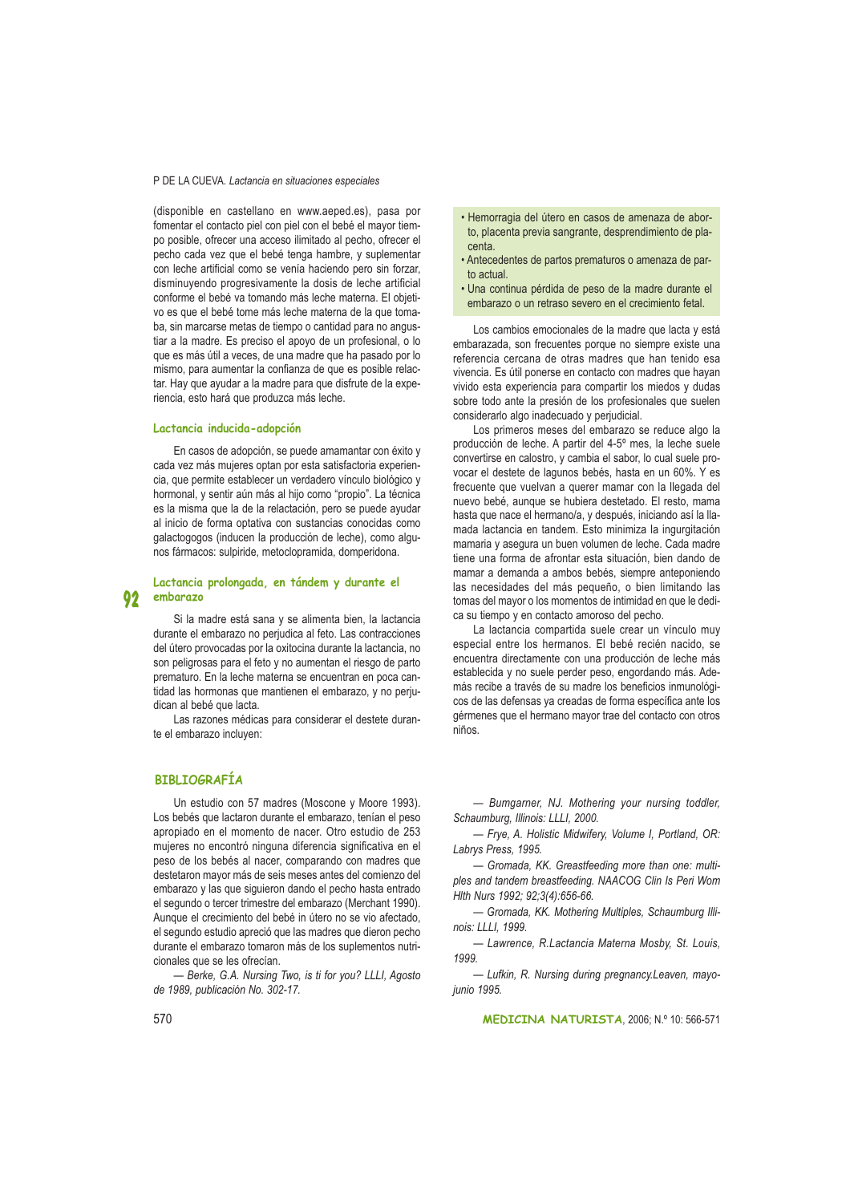(disponible en castellano en www.aeped.es), pasa por fomentar el contacto piel con piel con el bebé el mayor tiempo posible, ofrecer una acceso ilimitado al pecho, ofrecer el pecho cada vez que el bebé tenga hambre, y suplementar con leche artificial como se venía haciendo pero sin forzar, disminuyendo progresivamente la dosis de leche artificial conforme el bebé va tomando más leche materna. El objetivo es que el bebé tome más leche materna de la que tomaba, sin marcarse metas de tiempo o cantidad para no angustiar a la madre. Es preciso el apoyo de un profesional, o lo que es más útil a veces, de una madre que ha pasado por lo mismo, para aumentar la confianza de que es posible relactar. Hay que ayudar a la madre para que disfrute de la experiencia, esto hará que produzca más leche.

### Lactancia inducida-adopción

En casos de adopción, se puede amamantar con éxito y cada vez más mujeres optan por esta satisfactoria experiencia, que permite establecer un verdadero vínculo biológico y hormonal, y sentir aún más al hijo como "propio". La técnica es la misma que la de la relactación, pero se puede ayudar al inicio de forma optativa con sustancias conocidas como galactogogos (inducen la producción de leche), como algunos fármacos: sulpiride, metoclopramida, domperidona.

### Lactancia prolongada, en tándem y durante el embarazo

Si la madre está sana y se alimenta bien, la lactancia durante el embarazo no perjudica al feto. Las contracciones del útero provocadas por la oxitocina durante la lactancia, no son peligrosas para el feto y no aumentan el riesgo de parto prematuro. En la leche materna se encuentran en poca cantidad las hormonas que mantienen el embarazo, y no perjudican al bebé que lacta.

Las razones médicas para considerar el destete durante el embarazo incluyen:

- Hemorragia del útero en casos de amenaza de aborto, placenta previa sangrante, desprendimiento de placenta.
- Antecedentes de partos prematuros o amenaza de parto actual.
- Una continua pérdida de peso de la madre durante el embarazo o un retraso severo en el crecimiento fetal.

Los cambios emocionales de la madre que lacta y está embarazada, son frecuentes porque no siempre existe una referencia cercana de otras madres que han tenido esa vivencia. Es útil ponerse en contacto con madres que hayan vivido esa experiencia para compartir los miedos y dudas sobre todo ante la presión de los profesionales que suelen considerarlo algo inadecuado y perjudicial.

Los primeros meses del embarazo se reduce algo la producción de leche. A partir del 4-5º mes, la leche suele convertirse en calostro, y cambia el sabor, lo cual suele provocar el destete de lagunos bebés, hasta en un 60%. Y es frecuente que vuelvan a querer mamar con la llegada del nuevo bebé, aunque se hubiera destetado. El resto, mama hasta que nace el hermano/a, y después, iniciando así la llamada lactancia en tandem. Esto minimiza la ingurgitación mamaria y asegura un buen volumen de leche. Cada madre tiene una forma de afrontar esta situación, bien dando de mamar a demanda a ambos bebés, siempre anteponiendo las necesidades del más pequeño, o bien limitando las tomas del mayor o los momentos de intimidad en que le dedica su tiempo y en contacto amoroso del pecho.

La lactancia compartida suele crear un vínculo muy especial entre los hermanos. El bebé recién nacido, se encuentra directamente con una producción de leche más establecida y no suele perder peso, engordando más. Además recibe a través de su madre los beneficios inmunológicos de las defensas ya creadas de forma específica ante los gérmenes que el hermano mayor trae del contacto con otros niños.

## BIBLIOGRAFÍA

Un estudio con 57 madres (Moscone y Moore 1993). Los bebés que lactaron durante el embarazo, tenían el peso apropiado en el momento de nacer. Otro estudio de 253 mujeres no encontró ninguna diferencia significativa en el peso de los bebés al nacer, comparando con madres que destetaron mayor más de seis meses antes del comienzo del embarazo y las que siguieron dando el pecho hasta entrado el segundo o tercer trimestre del embarazo (Merchant 1990). Aunque el crecimiento del bebé in útero no se vio afectado, el segundo estudio apreció que las madres que dieron pecho durante el embarazo tomaron más de los suplementos nutricionales que se les ofrecían.

— *Berke, G.A. Nursing Two, is ti for you? LLLI, Agosto de 1989, publicación No. 302-17.*

— *Bumgarner, NJ. Mothering your nursing toddler, Schaumburg, Illinois: LLLI, 2000.*

— *Frye, A. Holistic Midwifery, Volume I, Portland, OR: Labrys Press, 1995.*

— *Gromada, KK. Greastfeeding more than one: multiples and tandem breastfeeding. NAACOG Clin Is Peri Wom Hlth Nurs 1992; 92;3(4):656-66.*

— *Gromada, KK. Mothering Multiples, Schaumburg Illinois: LLLI, 1999.*

— *Lawrence, R.Lactancia Materna Mosby, St. Louis, 1999.*

— *Lufkin, R. Nursing during pregnancy.Leaven, mayo-junio 1995.*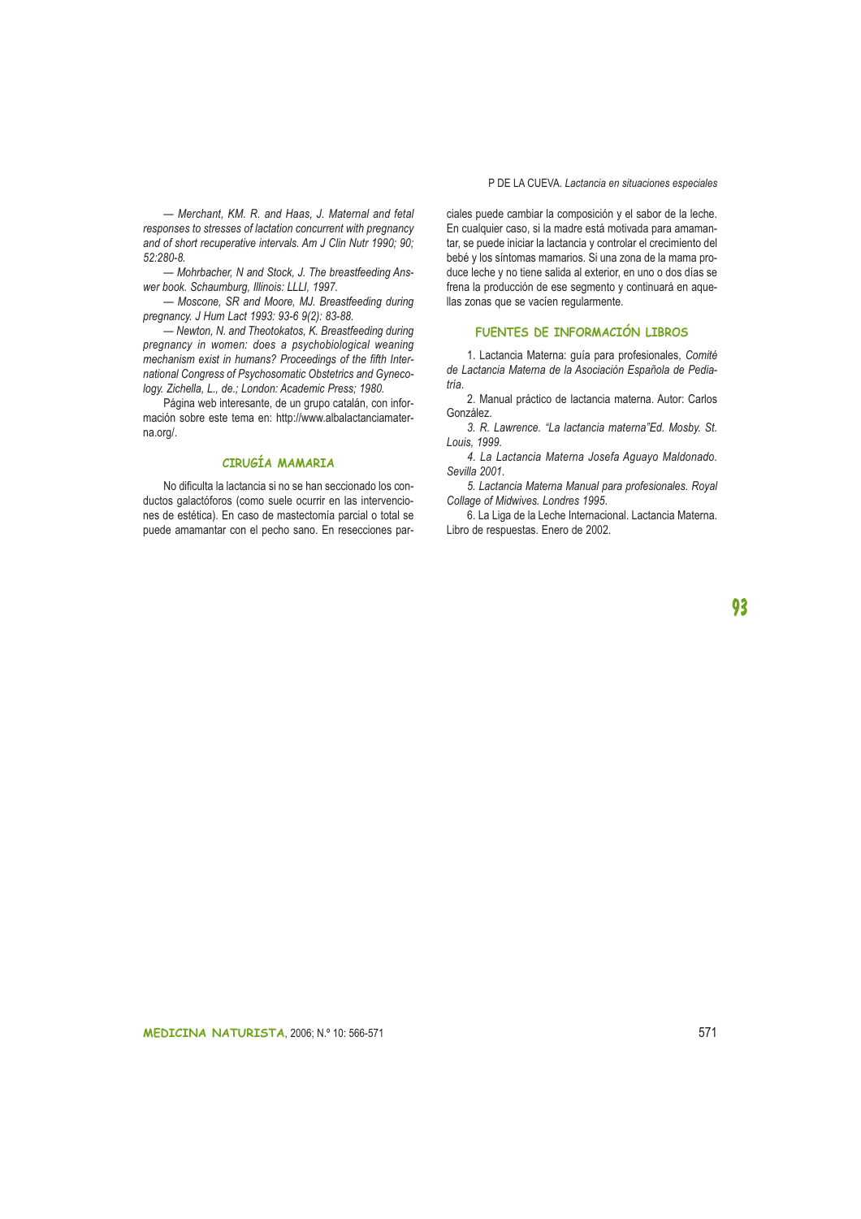— *Merchant, KM. R. and Haas, J. Maternal and fetal responses to stresses of lactation concurrent with pregnancy and of short recuperative intervals. Am J Clin Nutr 1990; 90; 52:280-8.*

— *Mohrbacher, N and Stock, J. The breastfeeding Answer book. Schaumburg, Illinois: LLLI, 1997.*

— *Moscone, SR and Moore, MJ. Breastfeeding during pregnancy. J Hum Lact 1993: 93-6 9(2): 83-88.*

— *Newton, N. and Theotokatos, K. Breastfeeding during pregnancy in women: does a psychobiological weaning mechanism exist in humans? Proceedings of the fifth International Congress of Psychosomatic Obstetrics and Gynecology. Zichella, L., de.; London: Academic Press; 1980.*

Página web interesante, de un grupo catalán, con información sobre este tema en: http://www.albalactanciamaterna.org/.

## CIRUGÍA MAMARIA

No dificulta la lactancia si no se han seccionado los conductos galactóforos (como suele ocurrir en las intervenciones de estética). En caso de mastectomía parcial o total se puede amamantar con el pecho sano. En resecciones parciales puede cambiar la composición y el sabor de la leche. En cualquier caso, si la madre está motivada para amamantar, se puede iniciar la lactancia y controlar el crecimiento del bebé y los síntomas mamarios. Si una zona de la mama produce leche y no tiene salida al exterior, en uno o dos días se frena la producción de ese segmento y continuará en aquellas zonas que se vacíen regularmente.

## FUENTES DE INFORMACIÓN LIBROS

1. Lactancia Materna: guía para profesionales, *Comité de Lactancia Materna de la Asociación Española de Pediatría.*

2. Manual práctico de lactancia materna. Autor: Carlos González.

*3. R. Lawrence. "La lactancia materna"Ed. Mosby. St. Louis, 1999.*

*4. La Lactancia Materna Josefa Aguayo Maldonado. Sevilla 2001.*

*5. Lactancia Materna Manual para profesionales. Royal Collage of Midwives. Londres 1995.*

6. La Liga de la Leche Internacional. Lactancia Materna. Libro de respuestas. Enero de 2002.